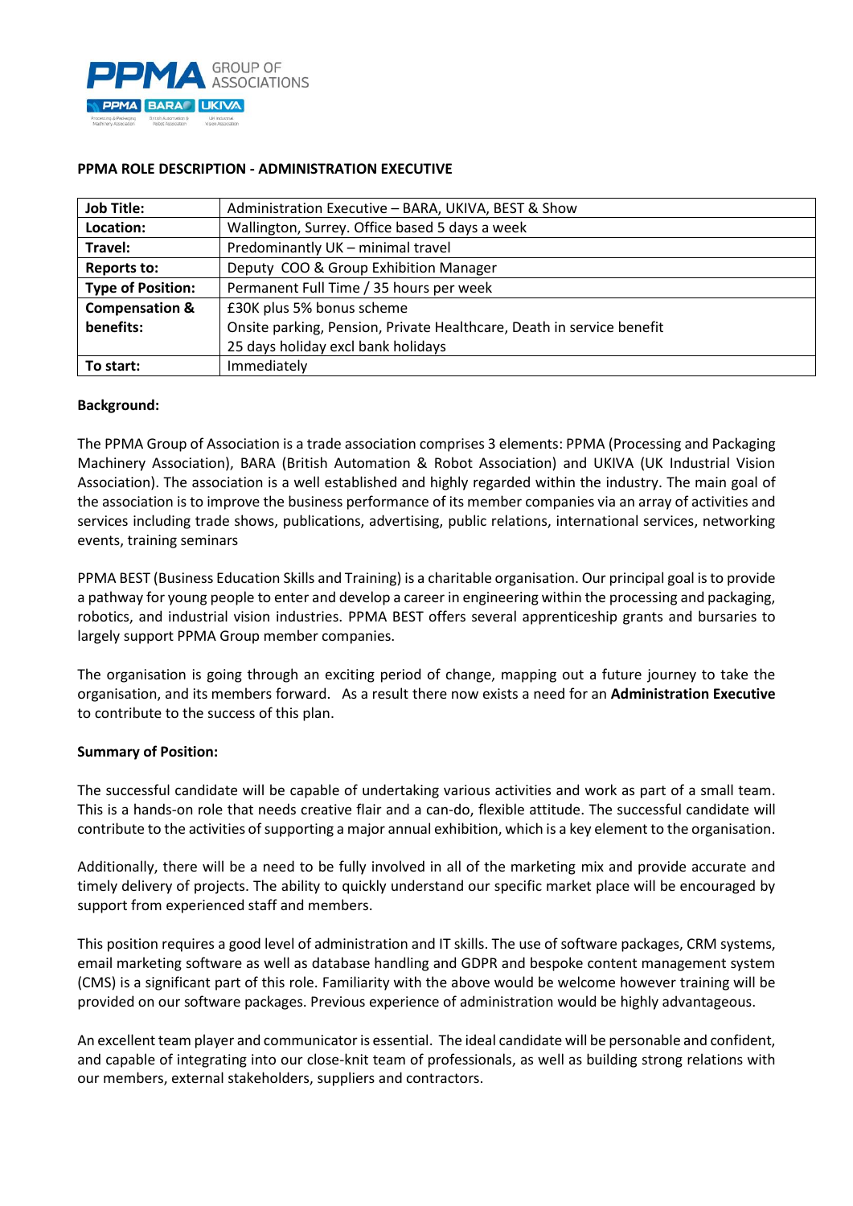## PPMA ROLE DESCRIPTION - ADMINISTRATION EXECUTIVE

| | |
|---|---|
| **Job Title:** | Administration Executive – BARA, UKIVA, BEST & Show |
| **Location:** | Wallington, Surrey. Office based 5 days a week |
| **Travel:** | Predominantly UK – minimal travel |
| **Reports to:** | Deputy COO & Group Exhibition Manager |
| **Type of Position:** | Permanent Full Time / 35 hours per week |
| **Compensation & benefits:** | £30K plus 5% bonus scheme<br>Onsite parking, Pension, Private Healthcare, Death in service benefit<br>25 days holiday excl bank holidays |
| **To start:** | Immediately |

**Background:**

The PPMA Group of Association is a trade association comprises 3 elements: PPMA (Processing and Packaging Machinery Association), BARA (British Automation & Robot Association) and UKIVA (UK Industrial Vision Association). The association is a well established and highly regarded within the industry. The main goal of the association is to improve the business performance of its member companies via an array of activities and services including trade shows, publications, advertising, public relations, international services, networking events, training seminars

PPMA BEST (Business Education Skills and Training) is a charitable organisation. Our principal goal is to provide a pathway for young people to enter and develop a career in engineering within the processing and packaging, robotics, and industrial vision industries. PPMA BEST offers several apprenticeship grants and bursaries to largely support PPMA Group member companies.

The organisation is going through an exciting period of change, mapping out a future journey to take the organisation, and its members forward. As a result there now exists a need for an **Administration Executive** to contribute to the success of this plan.

**Summary of Position:**

The successful candidate will be capable of undertaking various activities and work as part of a small team. This is a hands-on role that needs creative flair and a can-do, flexible attitude. The successful candidate will contribute to the activities of supporting a major annual exhibition, which is a key element to the organisation.

Additionally, there will be a need to be fully involved in all of the marketing mix and provide accurate and timely delivery of projects. The ability to quickly understand our specific market place will be encouraged by support from experienced staff and members.

This position requires a good level of administration and IT skills. The use of software packages, CRM systems, email marketing software as well as database handling and GDPR and bespoke content management system (CMS) is a significant part of this role. Familiarity with the above would be welcome however training will be provided on our software packages. Previous experience of administration would be highly advantageous.

An excellent team player and communicator is essential. The ideal candidate will be personable and confident, and capable of integrating into our close-knit team of professionals, as well as building strong relations with our members, external stakeholders, suppliers and contractors.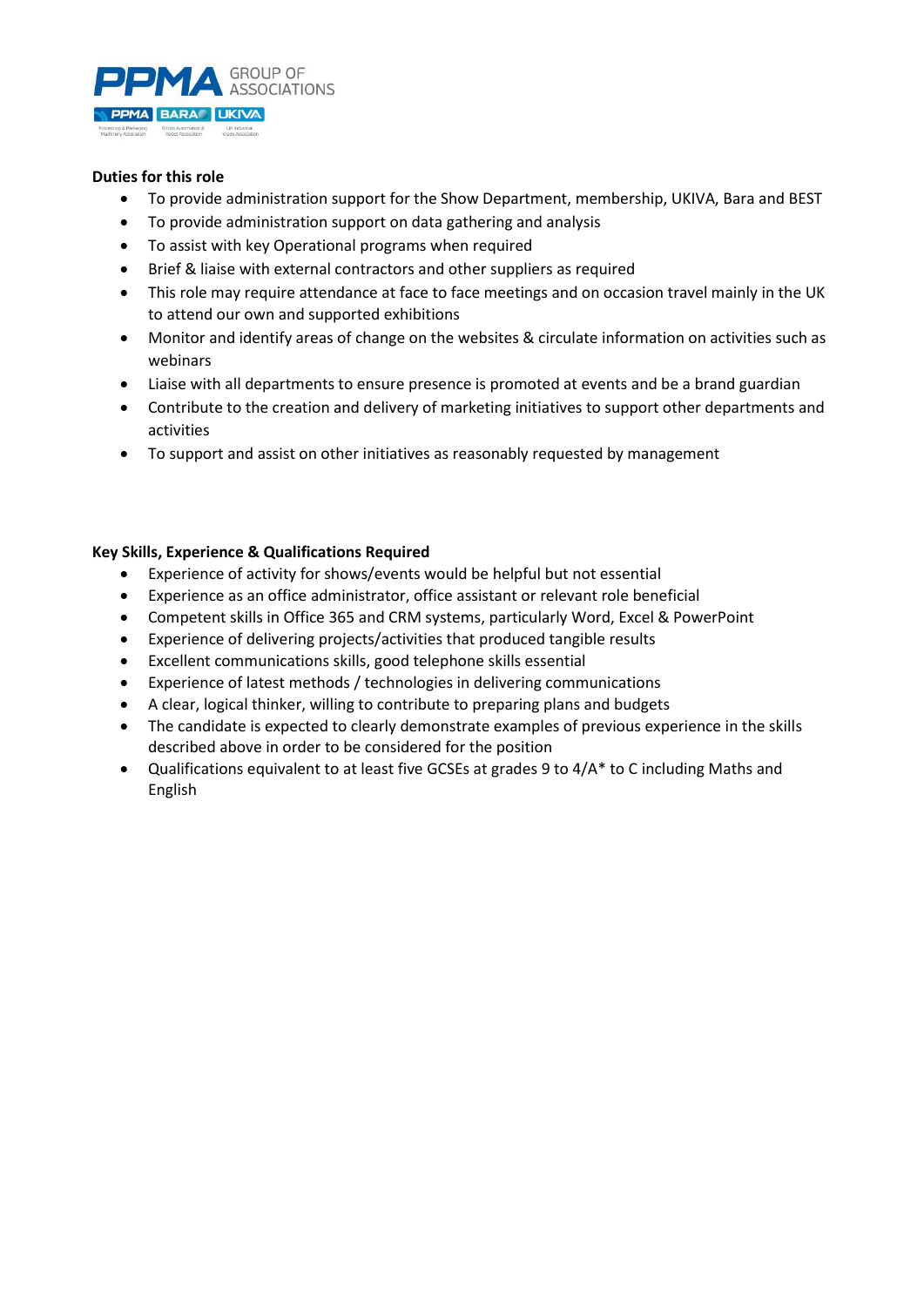**Duties for this role**

- To provide administration support for the Show Department, membership, UKIVA, Bara and BEST
- To provide administration support on data gathering and analysis
- To assist with key Operational programs when required
- Brief & liaise with external contractors and other suppliers as required
- This role may require attendance at face to face meetings and on occasion travel mainly in the UK to attend our own and supported exhibitions
- Monitor and identify areas of change on the websites & circulate information on activities such as webinars
- Liaise with all departments to ensure presence is promoted at events and be a brand guardian
- Contribute to the creation and delivery of marketing initiatives to support other departments and activities
- To support and assist on other initiatives as reasonably requested by management

**Key Skills, Experience & Qualifications Required**

- Experience of activity for shows/events would be helpful but not essential
- Experience as an office administrator, office assistant or relevant role beneficial
- Competent skills in Office 365 and CRM systems, particularly Word, Excel & PowerPoint
- Experience of delivering projects/activities that produced tangible results
- Excellent communications skills, good telephone skills essential
- Experience of latest methods / technologies in delivering communications
- A clear, logical thinker, willing to contribute to preparing plans and budgets
- The candidate is expected to clearly demonstrate examples of previous experience in the skills described above in order to be considered for the position
- Qualifications equivalent to at least five GCSEs at grades 9 to 4/A* to C including Maths and English